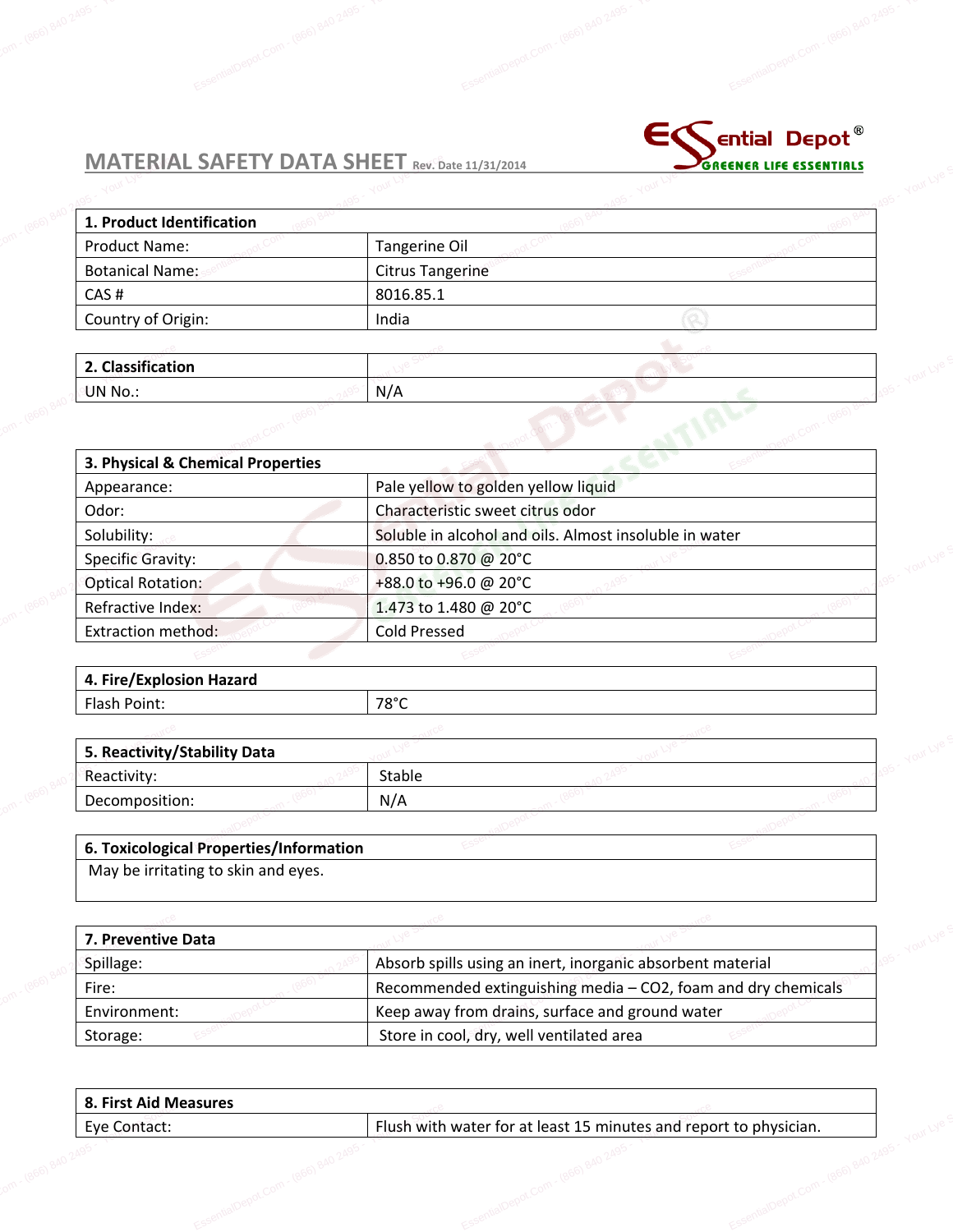# MATERIAL SAFETY DATA SHEET Rev. Date 11/31/2014

| 1. Product Identification | |
|---|---|
| Product Name: | Tangerine Oil |
| Botanical Name: | Citrus Tangerine |
| CAS # | 8016.85.1 |
| Country of Origin: | India |

| 2. Classification | |
|---|---|
| UN No.: | N/A |

| 3. Physical & Chemical Properties | |
|---|---|
| Appearance: | Pale yellow to golden yellow liquid |
| Odor: | Characteristic sweet citrus odor |
| Solubility: | Soluble in alcohol and oils. Almost insoluble in water |
| Specific Gravity: | 0.850 to 0.870 @ 20°C |
| Optical Rotation: | +88.0 to +96.0 @ 20°C |
| Refractive Index: | 1.473 to 1.480 @ 20°C |
| Extraction method: | Cold Pressed |

| 4. Fire/Explosion Hazard | |
|---|---|
| Flash Point: | 78°C |

| 5. Reactivity/Stability Data | |
|---|---|
| Reactivity: | Stable |
| Decomposition: | N/A |

| 6. Toxicological Properties/Information |
|---|
| May be irritating to skin and eyes. |

| 7. Preventive Data | |
|---|---|
| Spillage: | Absorb spills using an inert, inorganic absorbent material |
| Fire: | Recommended extinguishing media – $CO_2$, foam and dry chemicals |
| Environment: | Keep away from drains, surface and ground water |
| Storage: | Store in cool, dry, well ventilated area |

| 8. First Aid Measures | |
|---|---|
| Eye Contact: | Flush with water for at least 15 minutes and report to physician. |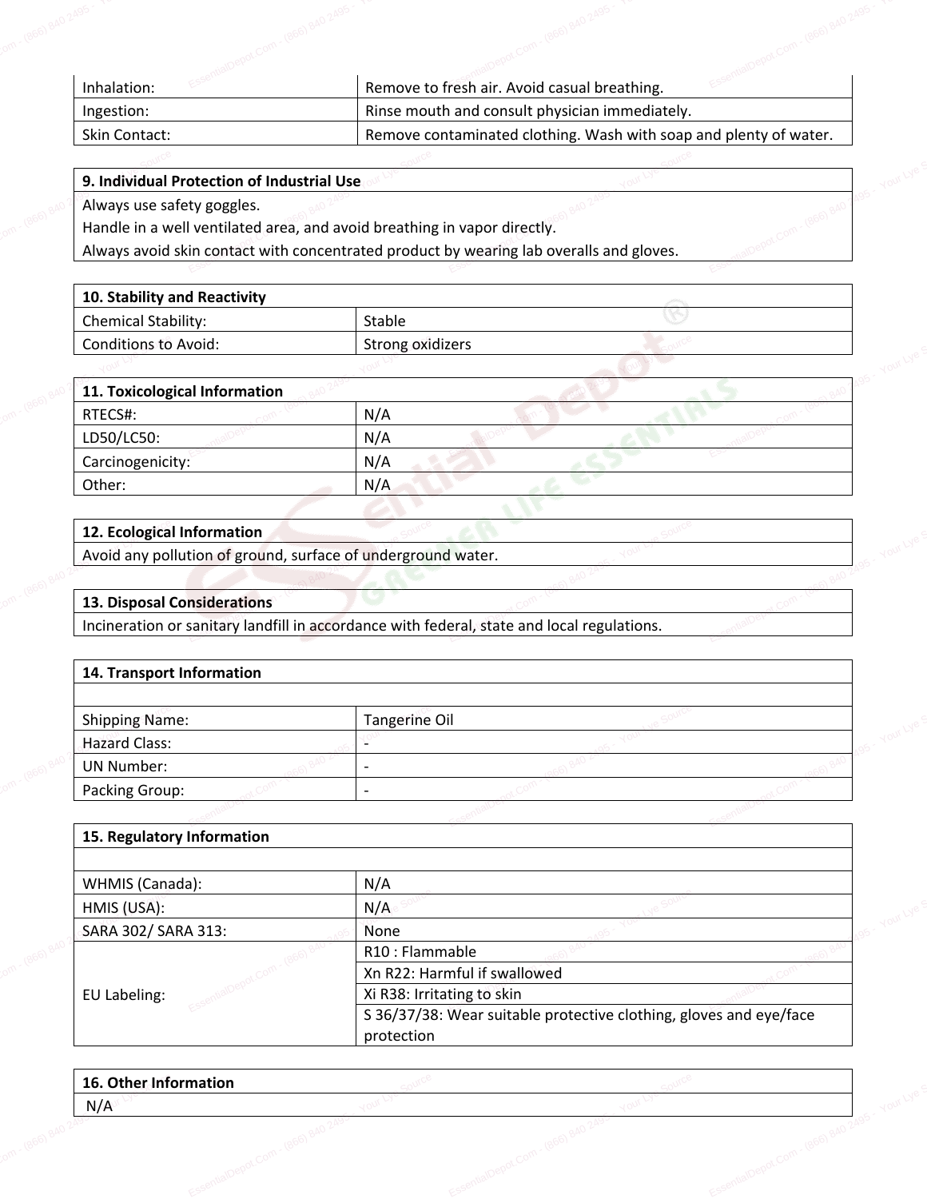| | |
|---|---|
| Inhalation: | Remove to fresh air. Avoid casual breathing. |
| Ingestion: | Rinse mouth and consult physician immediately. |
| Skin Contact: | Remove contaminated clothing. Wash with soap and plenty of water. |

## 9. Individual Protection of Industrial Use

Always use safety goggles.

Handle in a well ventilated area, and avoid breathing in vapor directly.

Always avoid skin contact with concentrated product by wearing lab overalls and gloves.

## 10. Stability and Reactivity

| | |
|---|---|
| Chemical Stability: | Stable |
| Conditions to Avoid: | Strong oxidizers |

## 11. Toxicological Information

| | |
|---|---|
| RTECS#: | N/A |
| LD50/LC50: | N/A |
| Carcinogenicity: | N/A |
| Other: | N/A |

## 12. Ecological Information

Avoid any pollution of ground, surface of underground water.

## 13. Disposal Considerations

Incineration or sanitary landfill in accordance with federal, state and local regulations.

## 14. Transport Information

| | |
|---|---|
| Shipping Name: | Tangerine Oil |
| Hazard Class: | - |
| UN Number: | - |
| Packing Group: | - |

## 15. Regulatory Information

| | |
|---|---|
| WHMIS (Canada): | N/A |
| HMIS (USA): | N/A |
| SARA 302/ SARA 313: | None |
| EU Labeling: | R10 : Flammable |
| | Xn R22: Harmful if swallowed |
| | Xi R38: Irritating to skin |
| | S 36/37/38: Wear suitable protective clothing, gloves and eye/face protection |

## 16. Other Information

N/A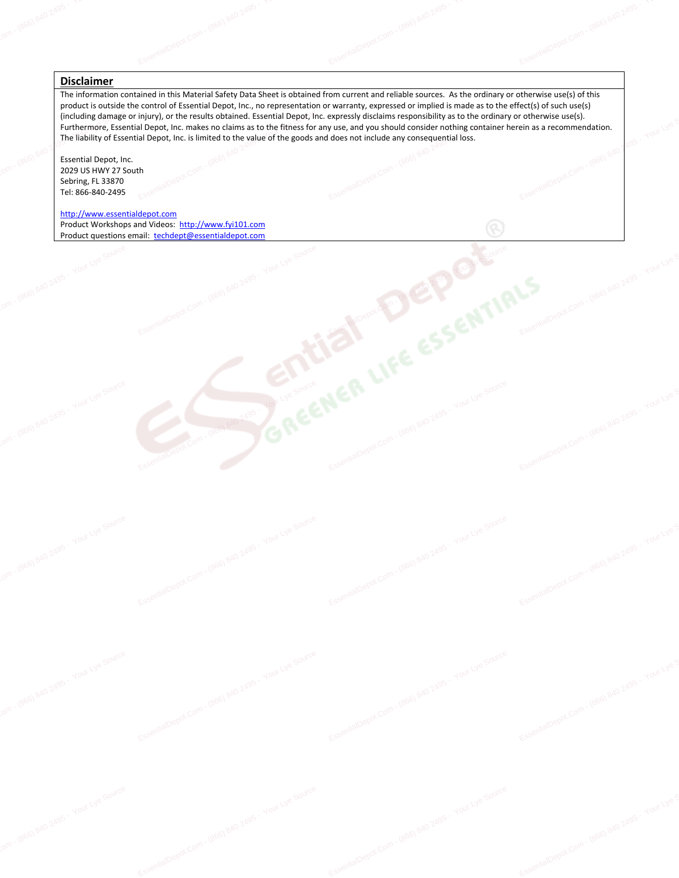## Disclaimer

The information contained in this Material Safety Data Sheet is obtained from current and reliable sources. As the ordinary or otherwise use(s) of this product is outside the control of Essential Depot, Inc., no representation or warranty, expressed or implied is made as to the effect(s) of such use(s) (including damage or injury), or the results obtained. Essential Depot, Inc. expressly disclaims responsibility as to the ordinary or otherwise use(s). Furthermore, Essential Depot, Inc. makes no claims as to the fitness for any use, and you should consider nothing container herein as a recommendation. The liability of Essential Depot, Inc. is limited to the value of the goods and does not include any consequential loss.

Essential Depot, Inc.
2029 US HWY 27 South
Sebring, FL 33870
Tel: 866-840-2495

http://www.essentialdepot.com
Product Workshops and Videos: http://www.fyi101.com
Product questions email: techdept@essentialdepot.com